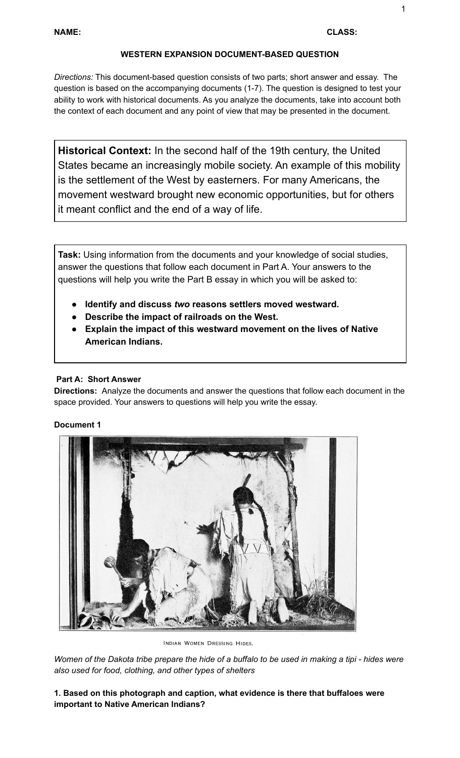**NAME:** **CLASS:**

**WESTERN EXPANSION DOCUMENT-BASED QUESTION**

*Directions:* This document-based question consists of two parts; short answer and essay. The question is based on the accompanying documents (1-7). The question is designed to test your ability to work with historical documents. As you analyze the documents, take into account both the context of each document and any point of view that may be presented in the document.

**Historical Context:** In the second half of the 19th century, the United States became an increasingly mobile society. An example of this mobility is the settlement of the West by easterners. For many Americans, the movement westward brought new economic opportunities, but for others it meant conflict and the end of a way of life.

**Task:** Using information from the documents and your knowledge of social studies, answer the questions that follow each document in Part A. Your answers to the questions will help you write the Part B essay in which you will be asked to:

- **Identify and discuss *two* reasons settlers moved westward.**
- **Describe the impact of railroads on the West.**
- **Explain the impact of this westward movement on the lives of Native American Indians.**

**Part A: Short Answer**

**Directions:** Analyze the documents and answer the questions that follow each document in the space provided. Your answers to questions will help you write the essay.

**Document 1**

INDIAN WOMEN DRESSING HIDES.

*Women of the Dakota tribe prepare the hide of a buffalo to be used in making a tipi - hides were also used for food, clothing, and other types of shelters*

**1. Based on this photograph and caption, what evidence is there that buffaloes were important to Native American Indians?**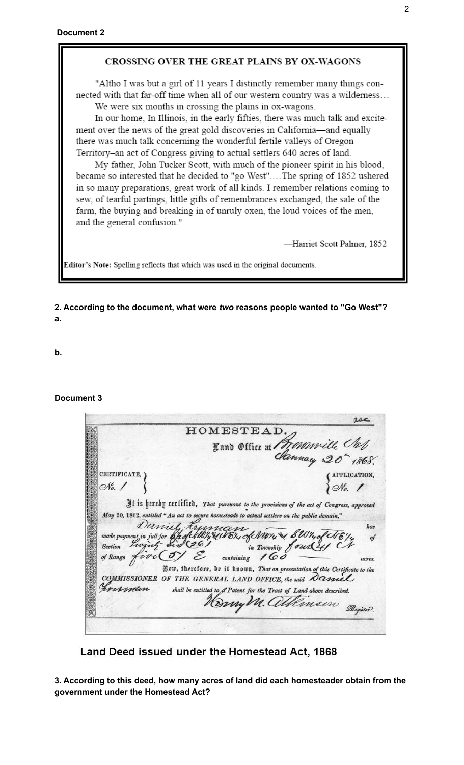**Document 2**

### CROSSING OVER THE GREAT PLAINS BY OX-WAGONS

"Altho I was but a girl of 11 years I distinctly remember many things connected with that far-off time when all of our western country was a wilderness…
We were six months in crossing the plains in ox-wagons.

In our home, In Illinois, in the early fifties, there was much talk and excitement over the news of the great gold discoveries in California—and equally there was much talk concerning the wonderful fertile valleys of Oregon Territory–an act of Congress giving to actual settlers 640 acres of land.

My father, John Tucker Scott, with much of the pioneer spirit in his blood, became so interested that he decided to "go West"….The spring of 1852 ushered in so many preparations, great work of all kinds. I remember relations coming to sew, of tearful partings, little gifts of remembrances exchanged, the sale of the farm, the buying and breaking in of unruly oxen, the loud voices of the men, and the general confusion."

—Harriet Scott Palmer, 1852

**Editor's Note:** Spelling reflects that which was used in the original documents.

**2. According to the document, what were *two* reasons people wanted to "Go West"?**

**a.**

**b.**

**Document 3**

HOMESTEAD.

Land Office at Brownville Neb
January 20th 1868.

CERTIFICATE, No. 1

APPLICATION, No. 1

It is hereby certified, *That pursuant to the provisions of the act of Congress, approved May 20, 1862, entitled "An act to secure homesteads to actual settlers on the public domain,"* Daniel Freeman has made payment in full for S½ of NW¼ & NE¼ of NW¼ & SW¼ of NE¼ of Section Twenty Six (26) in Township four (4) N of Range five (5) E containing 160 acres.

Now, therefore, be it known, *That on presentation of this Certificate to the* COMMISSIONER OF THE GENERAL LAND OFFICE, *the said* Daniel Freeman *shall be entitled to a Patent for the Tract of Land above described.*

Henry M. Atkinson Register.

**Land Deed issued under the Homestead Act, 1868**

**3. According to this deed, how many acres of land did each homesteader obtain from the government under the Homestead Act?**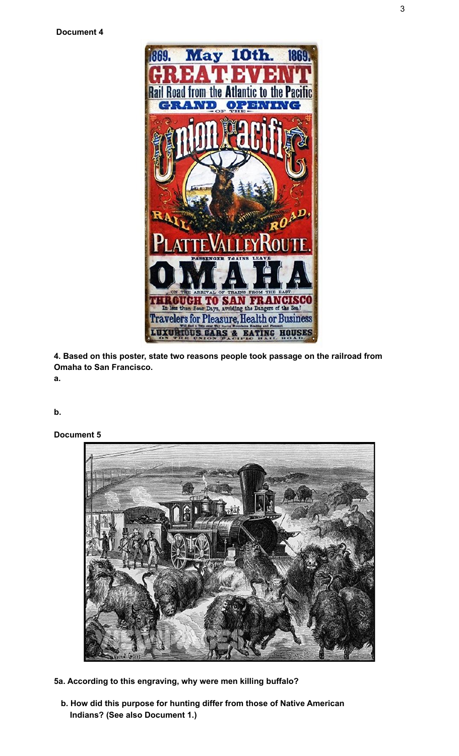**Document 4**

**4. Based on this poster, state two reasons people took passage on the railroad from Omaha to San Francisco.**

**a.**

**b.**

**Document 5**

**5a. According to this engraving, why were men killing buffalo?**

**b. How did this purpose for hunting differ from those of Native American Indians? (See also Document 1.)**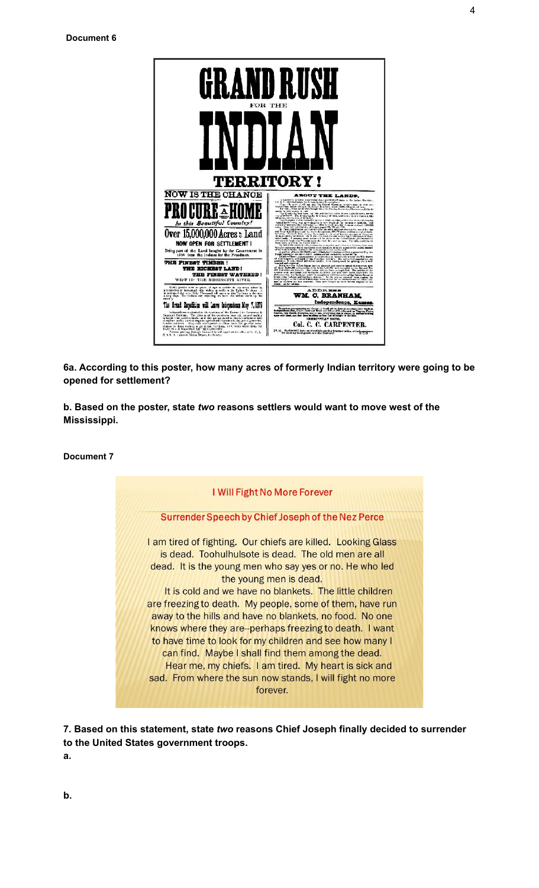**Document 6**

# GRAND RUSH

FOR THE

# INDIAN

# TERRITORY!

**NOW IS THE CHANCE**

TO

**PROCURE A HOME**

*In this Beautiful Country!*

**Over 15,000,000 Acres of Land**

**NOW OPEN FOR SETTLEMENT!**

Being part of the Land bought by the Government in 1866 from the Indians for the Freedmen.

**THE FINEST TIMBER!**

**THE RICHEST LAND!**

**THE FINEST WATERED!**

WEST OF THE MISSISSIPPI RIVER.

**The Grand Expedition will Leave Independence May 7, 1879**

**ABOUT THE LANDS.**

**ADDRESS**

**WM. C. BRANHAM,**

**Independence, Kansas.**

**Col. C. C. CARPENTER.**

**6a. According to this poster, how many acres of formerly Indian territory were going to be opened for settlement?**

**b. Based on the poster, state *two* reasons settlers would want to move west of the Mississippi.**

**Document 7**

**I Will Fight No More Forever**

**Surrender Speech by Chief Joseph of the Nez Perce**

I am tired of fighting. Our chiefs are killed. Looking Glass is dead. Toohulhulsote is dead. The old men are all dead. It is the young men who say yes or no. He who led the young men is dead.

It is cold and we have no blankets. The little children are freezing to death. My people, some of them, have run away to the hills and have no blankets, no food. No one knows where they are--perhaps freezing to death. I want to have time to look for my children and see how many I can find. Maybe I shall find them among the dead.

Hear me, my chiefs. I am tired. My heart is sick and sad. From where the sun now stands, I will fight no more forever.

**7. Based on this statement, state *two* reasons Chief Joseph finally decided to surrender to the United States government troops.**

**a.**

**b.**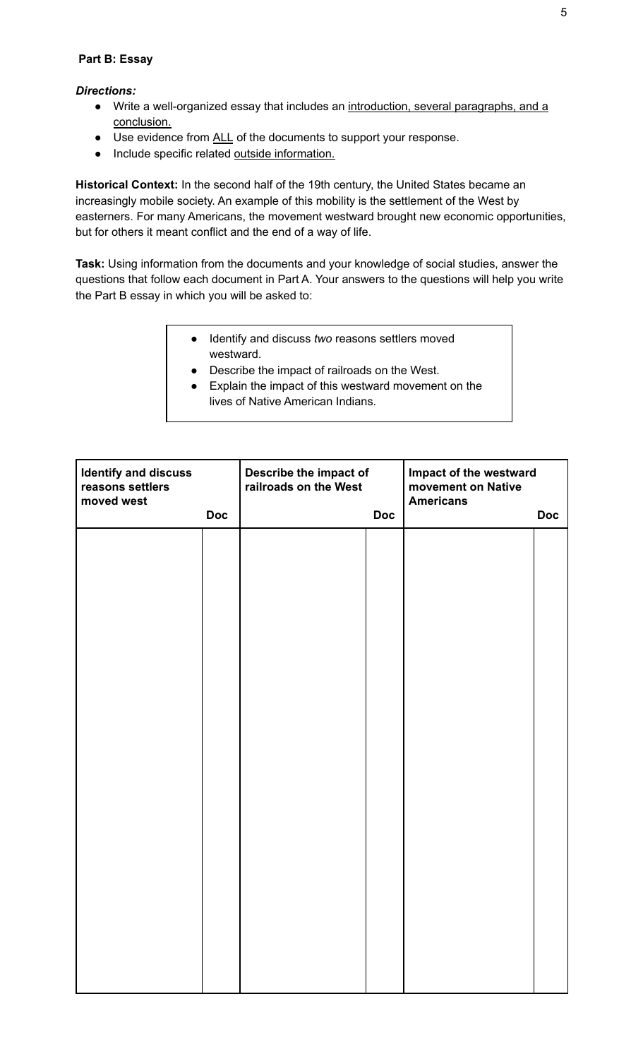## Part B: Essay

***Directions:***

- Write a well-organized essay that includes an introduction, several paragraphs, and a conclusion.
- Use evidence from ALL of the documents to support your response.
- Include specific related outside information.

**Historical Context:** In the second half of the 19th century, the United States became an increasingly mobile society. An example of this mobility is the settlement of the West by easterners. For many Americans, the movement westward brought new economic opportunities, but for others it meant conflict and the end of a way of life.

**Task:** Using information from the documents and your knowledge of social studies, answer the questions that follow each document in Part A. Your answers to the questions will help you write the Part B essay in which you will be asked to:

- Identify and discuss *two* reasons settlers moved westward.
- Describe the impact of railroads on the West.
- Explain the impact of this westward movement on the lives of Native American Indians.

| Identify and discuss reasons settlers moved west | Doc | Describe the impact of railroads on the West | Doc | Impact of the westward movement on Native Americans | Doc |
|---|---|---|---|---|---|
| | | | | | |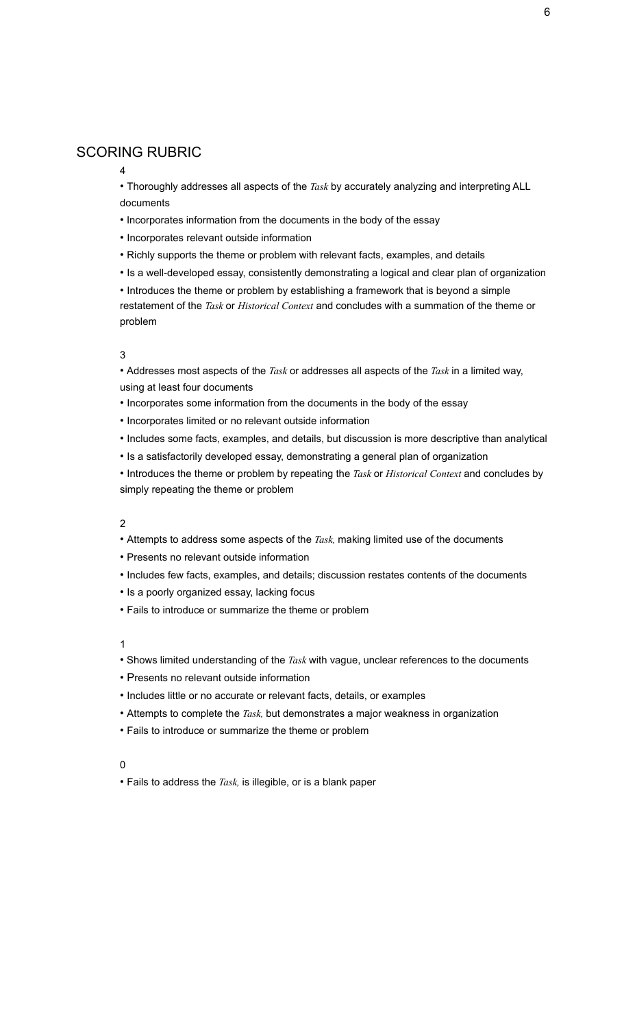## SCORING RUBRIC

### 4

- Thoroughly addresses all aspects of the *Task* by accurately analyzing and interpreting ALL documents
- Incorporates information from the documents in the body of the essay
- Incorporates relevant outside information
- Richly supports the theme or problem with relevant facts, examples, and details
- Is a well-developed essay, consistently demonstrating a logical and clear plan of organization
- Introduces the theme or problem by establishing a framework that is beyond a simple restatement of the *Task* or *Historical Context* and concludes with a summation of the theme or problem

### 3

- Addresses most aspects of the *Task* or addresses all aspects of the *Task* in a limited way, using at least four documents
- Incorporates some information from the documents in the body of the essay
- Incorporates limited or no relevant outside information
- Includes some facts, examples, and details, but discussion is more descriptive than analytical
- Is a satisfactorily developed essay, demonstrating a general plan of organization
- Introduces the theme or problem by repeating the *Task* or *Historical Context* and concludes by simply repeating the theme or problem

### 2

- Attempts to address some aspects of the *Task,* making limited use of the documents
- Presents no relevant outside information
- Includes few facts, examples, and details; discussion restates contents of the documents
- Is a poorly organized essay, lacking focus
- Fails to introduce or summarize the theme or problem

### 1

- Shows limited understanding of the *Task* with vague, unclear references to the documents
- Presents no relevant outside information
- Includes little or no accurate or relevant facts, details, or examples
- Attempts to complete the *Task,* but demonstrates a major weakness in organization
- Fails to introduce or summarize the theme or problem

### 0

- Fails to address the *Task,* is illegible, or is a blank paper